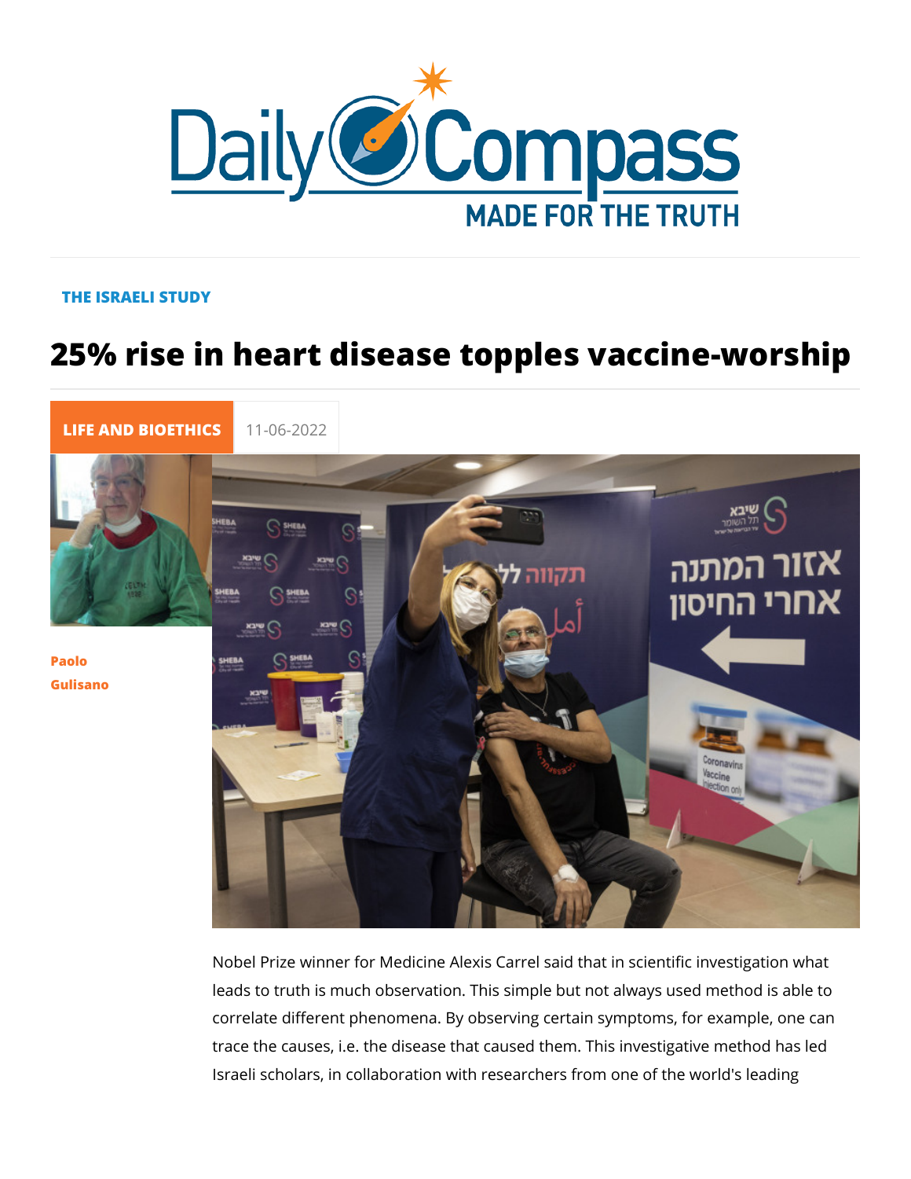THE ISRAELI STUDY

# 25% rise in heart disease topples vaccine-worship

LIFE AND BIOETHICS 11-06-2022

Paolo Gulisano

Nobel Prize winner for Medicine Alexis Carrel said that in scientific investigation what leads to truth is much observation. This simple but not always used method is able to correlate different phenomena. By observing certain symptoms, for example, one can trace the causes, i.e. the disease that caused them. This investigative method has led Israeli scholars, in collaboration with researchers from one of the world's leading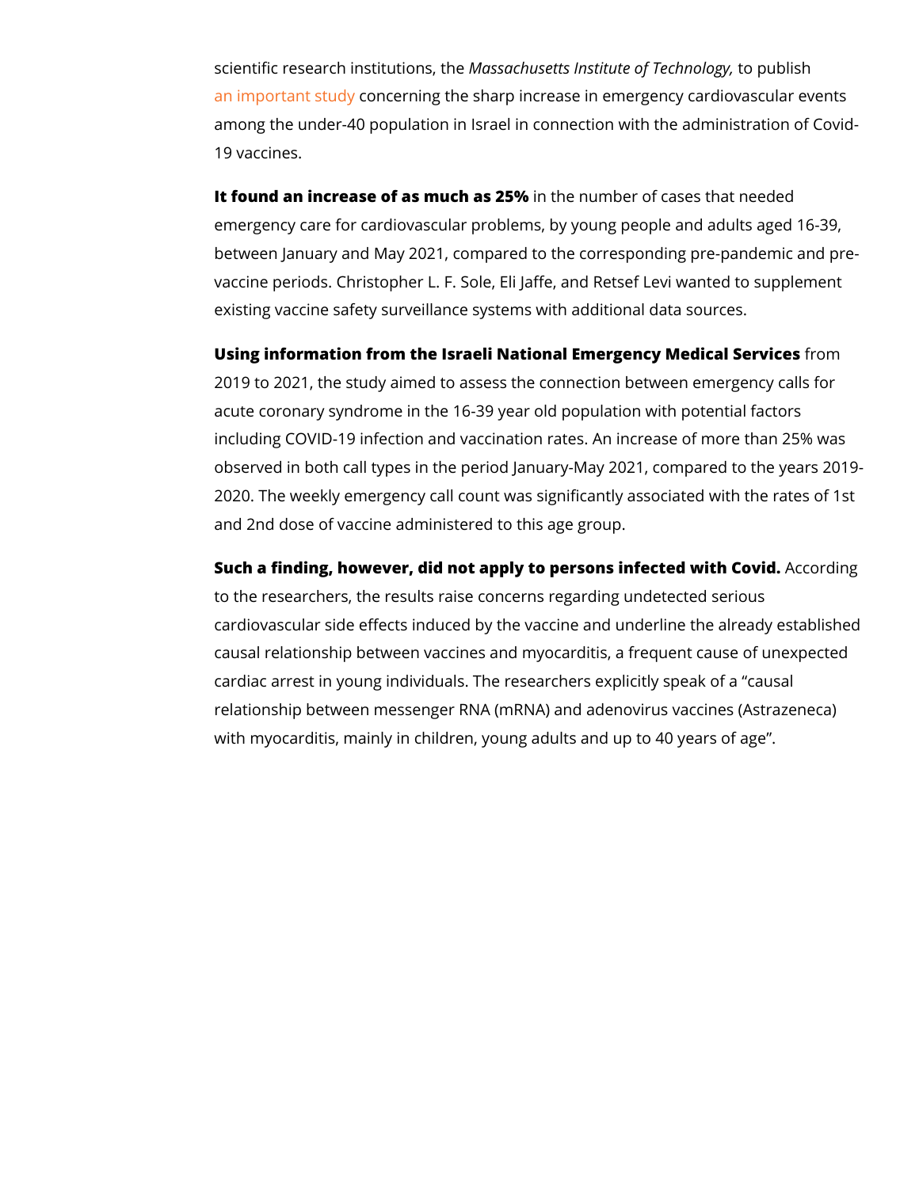scientific research institutions, the *Massachusetts Institute of Technology,* to publish an important study concerning the sharp increase in emergency cardiovascular events among the under-40 population in Israel in connection with the administration of Covid-19 vaccines.

**It found an increase of as much as 25%** in the number of cases that needed emergency care for cardiovascular problems, by young people and adults aged 16-39, between January and May 2021, compared to the corresponding pre-pandemic and pre-vaccine periods. Christopher L. F. Sole, Eli Jaffe, and Retsef Levi wanted to supplement existing vaccine safety surveillance systems with additional data sources.

**Using information from the Israeli National Emergency Medical Services** from 2019 to 2021, the study aimed to assess the connection between emergency calls for acute coronary syndrome in the 16-39 year old population with potential factors including COVID-19 infection and vaccination rates. An increase of more than 25% was observed in both call types in the period January-May 2021, compared to the years 2019-2020. The weekly emergency call count was significantly associated with the rates of 1st and 2nd dose of vaccine administered to this age group.

**Such a finding, however, did not apply to persons infected with Covid.** According to the researchers, the results raise concerns regarding undetected serious cardiovascular side effects induced by the vaccine and underline the already established causal relationship between vaccines and myocarditis, a frequent cause of unexpected cardiac arrest in young individuals. The researchers explicitly speak of a "causal relationship between messenger RNA (mRNA) and adenovirus vaccines (Astrazeneca) with myocarditis, mainly in children, young adults and up to 40 years of age".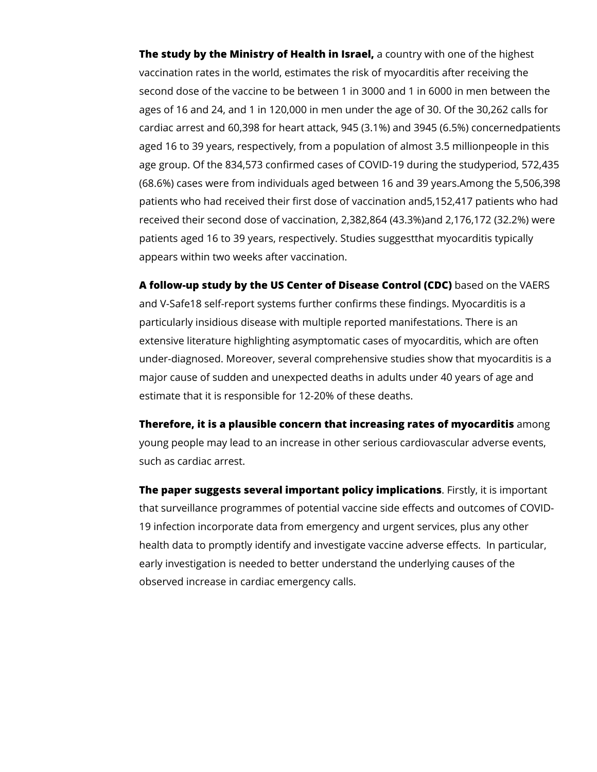**The study by the Ministry of Health in Israel,** a country with one of the highest vaccination rates in the world, estimates the risk of myocarditis after receiving the second dose of the vaccine to be between 1 in 3000 and 1 in 6000 in men between the ages of 16 and 24, and 1 in 120,000 in men under the age of 30. Of the 30,262 calls for cardiac arrest and 60,398 for heart attack, 945 (3.1%) and 3945 (6.5%) concernedpatients aged 16 to 39 years, respectively, from a population of almost 3.5 millionpeople in this age group. Of the 834,573 confirmed cases of COVID-19 during the studyperiod, 572,435 (68.6%) cases were from individuals aged between 16 and 39 years.Among the 5,506,398 patients who had received their first dose of vaccination and5,152,417 patients who had received their second dose of vaccination, 2,382,864 (43.3%)and 2,176,172 (32.2%) were patients aged 16 to 39 years, respectively. Studies suggestthat myocarditis typically appears within two weeks after vaccination.

**A follow-up study by the US Center of Disease Control (CDC)** based on the VAERS and V-Safe18 self-report systems further confirms these findings. Myocarditis is a particularly insidious disease with multiple reported manifestations. There is an extensive literature highlighting asymptomatic cases of myocarditis, which are often under-diagnosed. Moreover, several comprehensive studies show that myocarditis is a major cause of sudden and unexpected deaths in adults under 40 years of age and estimate that it is responsible for 12-20% of these deaths.

**Therefore, it is a plausible concern that increasing rates of myocarditis** among young people may lead to an increase in other serious cardiovascular adverse events, such as cardiac arrest.

**The paper suggests several important policy implications**. Firstly, it is important that surveillance programmes of potential vaccine side effects and outcomes of COVID-19 infection incorporate data from emergency and urgent services, plus any other health data to promptly identify and investigate vaccine adverse effects. In particular, early investigation is needed to better understand the underlying causes of the observed increase in cardiac emergency calls.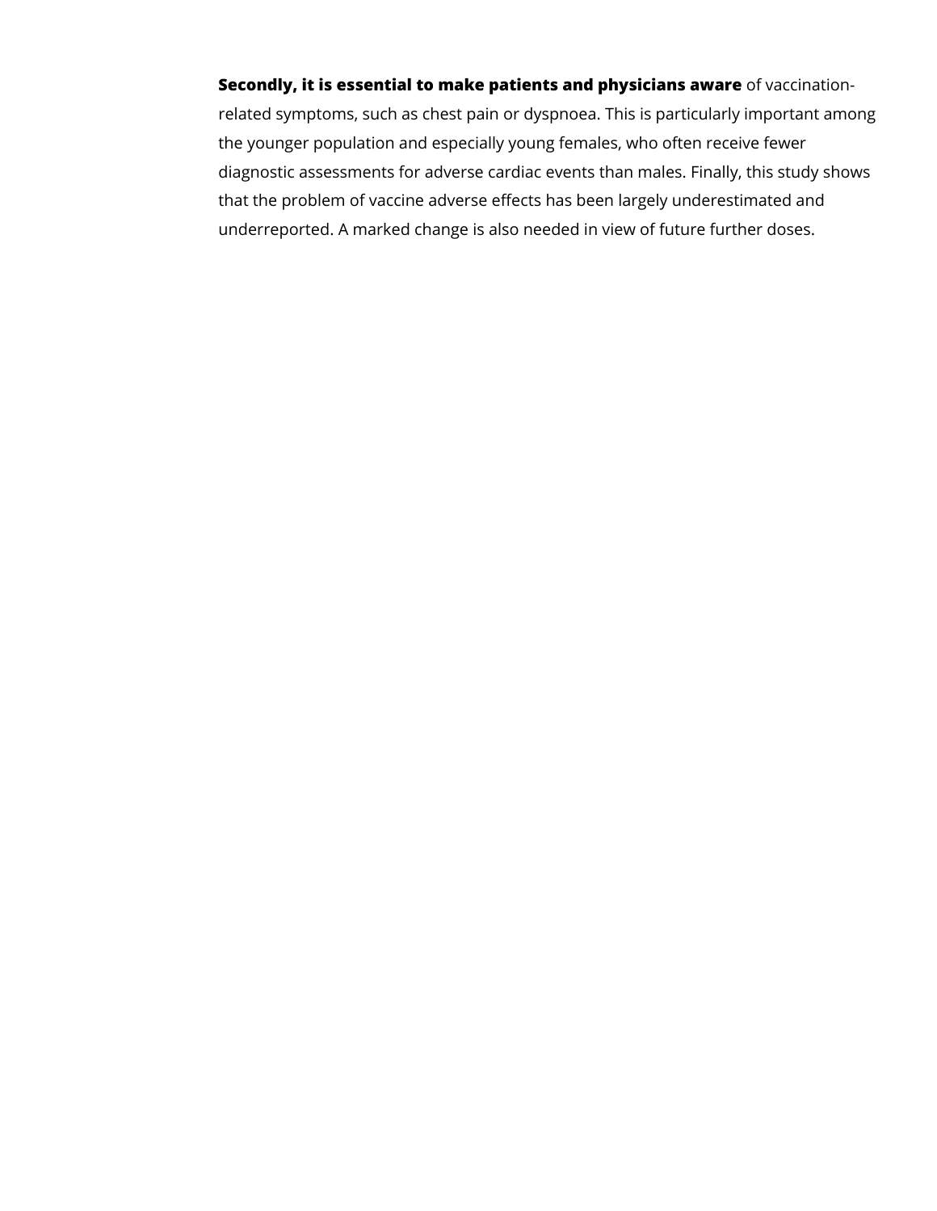**Secondly, it is essential to make patients and physicians aware** of vaccination-related symptoms, such as chest pain or dyspnoea. This is particularly important among the younger population and especially young females, who often receive fewer diagnostic assessments for adverse cardiac events than males. Finally, this study shows that the problem of vaccine adverse effects has been largely underestimated and underreported. A marked change is also needed in view of future further doses.